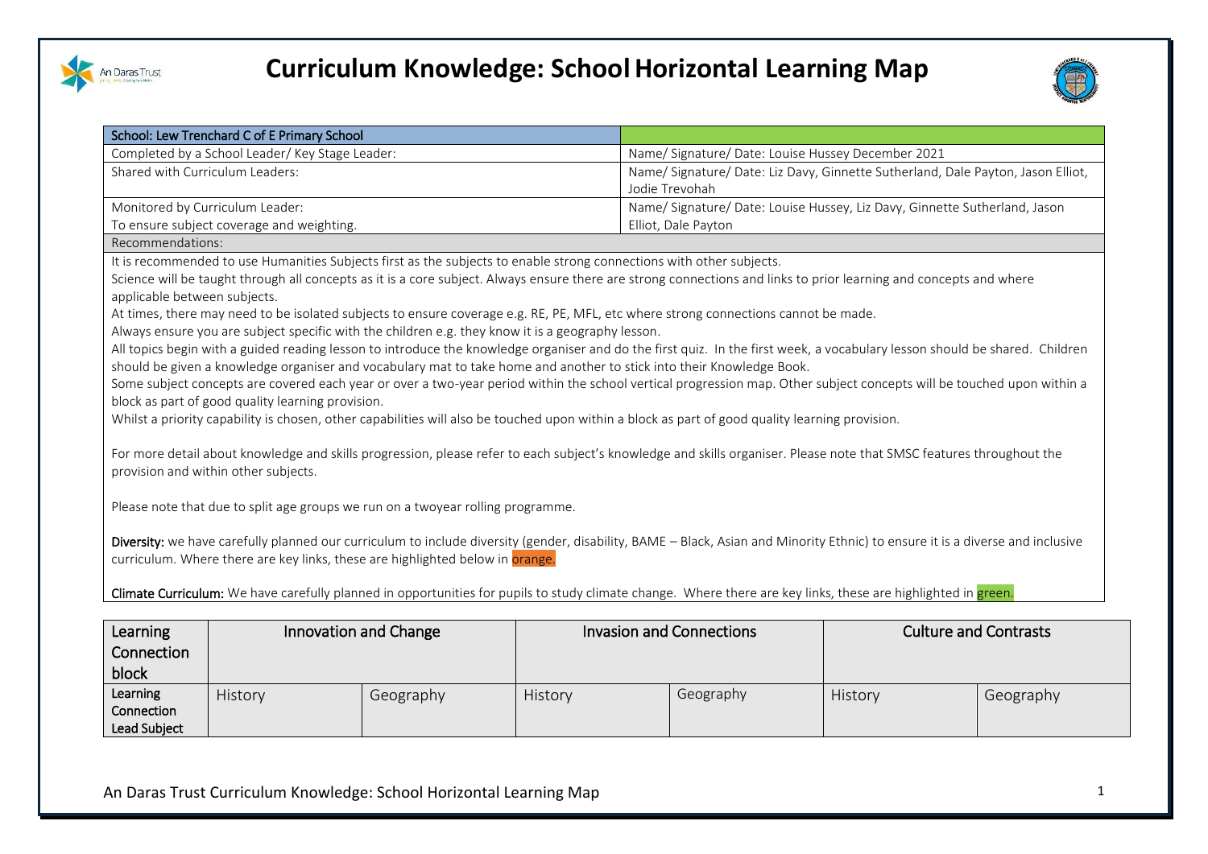# Curriculum Knowledge: School Horizontal Learning Map

| School: Lew Trenchard C of E Primary School | |
|---|---|
| Completed by a School Leader/ Key Stage Leader: | Name/ Signature/ Date: Louise Hussey December 2021 |
| Shared with Curriculum Leaders: | Name/ Signature/ Date: Liz Davy, Ginnette Sutherland, Dale Payton, Jason Elliot, Jodie Trevohah |
| Monitored by Curriculum Leader: To ensure subject coverage and weighting. | Name/ Signature/ Date: Louise Hussey, Liz Davy, Ginnette Sutherland, Jason Elliot, Dale Payton |

Recommendations:

It is recommended to use Humanities Subjects first as the subjects to enable strong connections with other subjects.

Science will be taught through all concepts as it is a core subject. Always ensure there are strong connections and links to prior learning and concepts and where applicable between subjects.

At times, there may need to be isolated subjects to ensure coverage e.g. RE, PE, MFL, etc where strong connections cannot be made.

Always ensure you are subject specific with the children e.g. they know it is a geography lesson.

All topics begin with a guided reading lesson to introduce the knowledge organiser and do the first quiz. In the first week, a vocabulary lesson should be shared. Children should be given a knowledge organiser and vocabulary mat to take home and another to stick into their Knowledge Book.

Some subject concepts are covered each year or over a two-year period within the school vertical progression map. Other subject concepts will be touched upon within a block as part of good quality learning provision.

Whilst a priority capability is chosen, other capabilities will also be touched upon within a block as part of good quality learning provision.

For more detail about knowledge and skills progression, please refer to each subject's knowledge and skills organiser. Please note that SMSC features throughout the provision and within other subjects.

Please note that due to split age groups we run on a twoyear rolling programme.

**Diversity:** we have carefully planned our curriculum to include diversity (gender, disability, BAME – Black, Asian and Minority Ethnic) to ensure it is a diverse and inclusive curriculum. Where there are key links, these are highlighted below in orange.

**Climate Curriculum:** We have carefully planned in opportunities for pupils to study climate change. Where there are key links, these are highlighted in green.

| Learning Connection block | Innovation and Change | | Invasion and Connections | | Culture and Contrasts | |
|---|---|---|---|---|---|---|
| **Learning Connection Lead Subject** | History | Geography | History | Geography | History | Geography |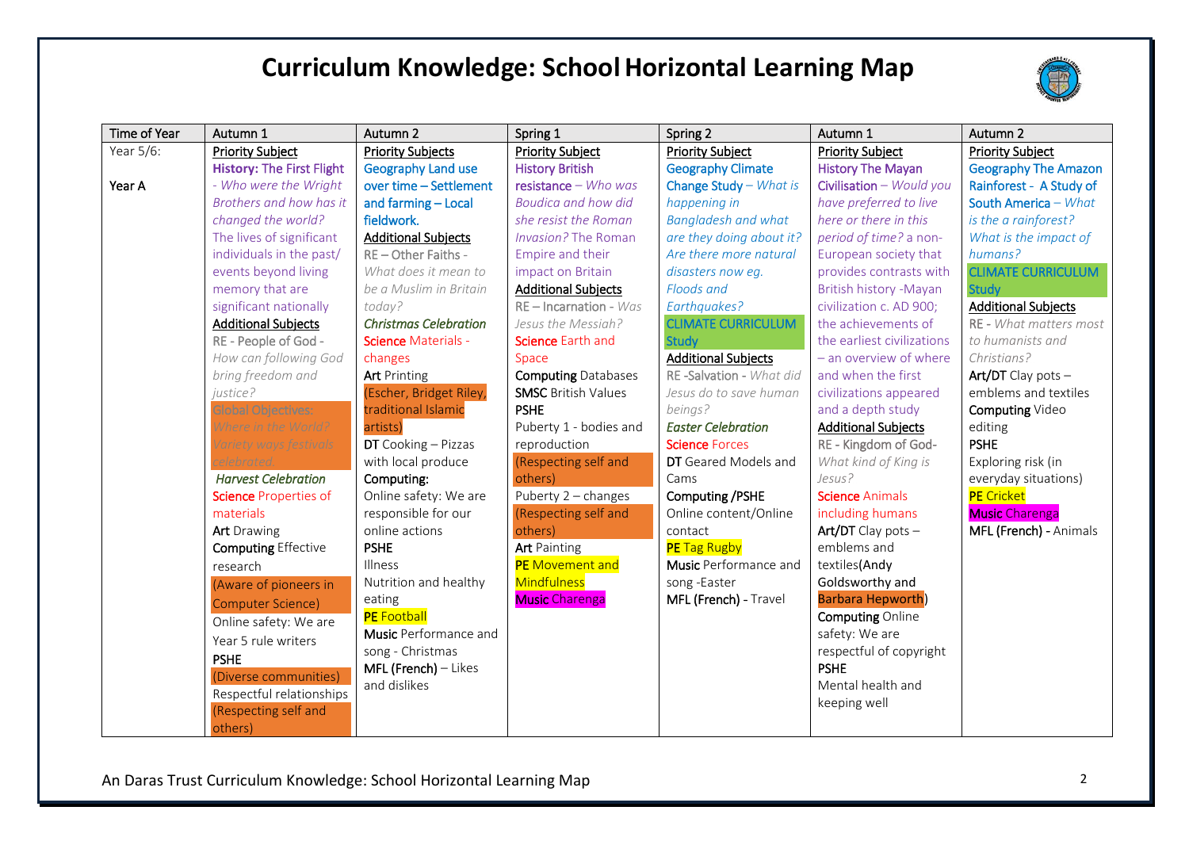# Curriculum Knowledge: School Horizontal Learning Map

| Time of Year | Autumn 1 | Autumn 2 | Spring 1 | Spring 2 | Autumn 1 | Autumn 2 |
|---|---|---|---|---|---|---|
| Year 5/6:<br><br>**Year A** | Priority Subject<br>**History:** The First Flight *- Who were the Wright Brothers and how has it changed the world?* The lives of significant individuals in the past/ events beyond living memory that are significant nationally<br>Additional Subjects<br>RE - People of God - *How can following God bring freedom and justice?*<br>Global Objectives: *Where in the World? Variety ways festivals celebrated.*<br>*Harvest Celebration*<br>**Science** Properties of materials<br>**Art** Drawing<br>**Computing** Effective research<br>(Aware of pioneers in Computer Science)<br>Online safety: We are Year 5 rule writers<br>**PSHE**<br>(Diverse communities)<br>Respectful relationships<br>(Respecting self and others) | Priority Subjects<br>Geography Land use over time – Settlement and farming – Local fieldwork.<br>Additional Subjects<br>RE – Other Faiths - *What does it mean to be a Muslim in Britain today?*<br>*Christmas Celebration*<br>**Science** Materials - changes<br>**Art** Printing<br>(Escher, Bridget Riley, traditional Islamic artists)<br>**DT** Cooking – Pizzas with local produce<br>**Computing:**<br>Online safety: We are responsible for our online actions<br>**PSHE**<br>Illness<br>Nutrition and healthy eating<br>**PE** Football<br>**Music** Performance and song - Christmas<br>**MFL (French)** – Likes and dislikes | Priority Subject<br>History British resistance – *Who was Boudica and how did she resist the Roman Invasion?* The Roman Empire and their impact on Britain<br>Additional Subjects<br>RE – Incarnation - *Was Jesus the Messiah?*<br>**Science** Earth and Space<br>**Computing** Databases<br>**SMSC** British Values<br>**PSHE**<br>Puberty 1 - bodies and reproduction<br>(Respecting self and others)<br>Puberty 2 – changes<br>(Respecting self and others)<br>**Art** Painting<br>**PE** Movement and Mindfulness<br>**Music** Charenga | Priority Subject<br>Geography Climate Change Study – *What is happening in Bangladesh and what are they doing about it? Are there more natural disasters now eg. Floods and Earthquakes?*<br>CLIMATE CURRICULUM Study<br>Additional Subjects<br>RE -Salvation - *What did Jesus do to save human beings?*<br>*Easter Celebration*<br>**Science** Forces<br>**DT** Geared Models and Cams<br>**Computing /PSHE** Online content/Online contact<br>**PE** Tag Rugby<br>**Music** Performance and song -Easter<br>**MFL (French)** - Travel | Priority Subject<br>History The Mayan Civilisation – *Would you have preferred to live here or there in this period of time?* a non-European society that provides contrasts with British history -Mayan civilization c. AD 900; the achievements of the earliest civilizations – an overview of where and when the first civilizations appeared and a depth study<br>Additional Subjects<br>RE - Kingdom of God- *What kind of King is Jesus?*<br>**Science** Animals including humans<br>**Art/DT** Clay pots – emblems and textiles(Andy Goldsworthy and Barbara Hepworth)<br>**Computing** Online safety: We are respectful of copyright<br>**PSHE**<br>Mental health and keeping well | Priority Subject<br>Geography The Amazon Rainforest - A Study of South America – *What is the a rainforest? What is the impact of humans?*<br>CLIMATE CURRICULUM Study<br>Additional Subjects<br>RE - *What matters most to humanists and Christians?*<br>**Art/DT** Clay pots – emblems and textiles<br>**Computing** Video editing<br>**PSHE**<br>Exploring risk (in everyday situations)<br>**PE** Cricket<br>**Music** Charenga<br>**MFL (French)** - Animals |

An Daras Trust Curriculum Knowledge: School Horizontal Learning Map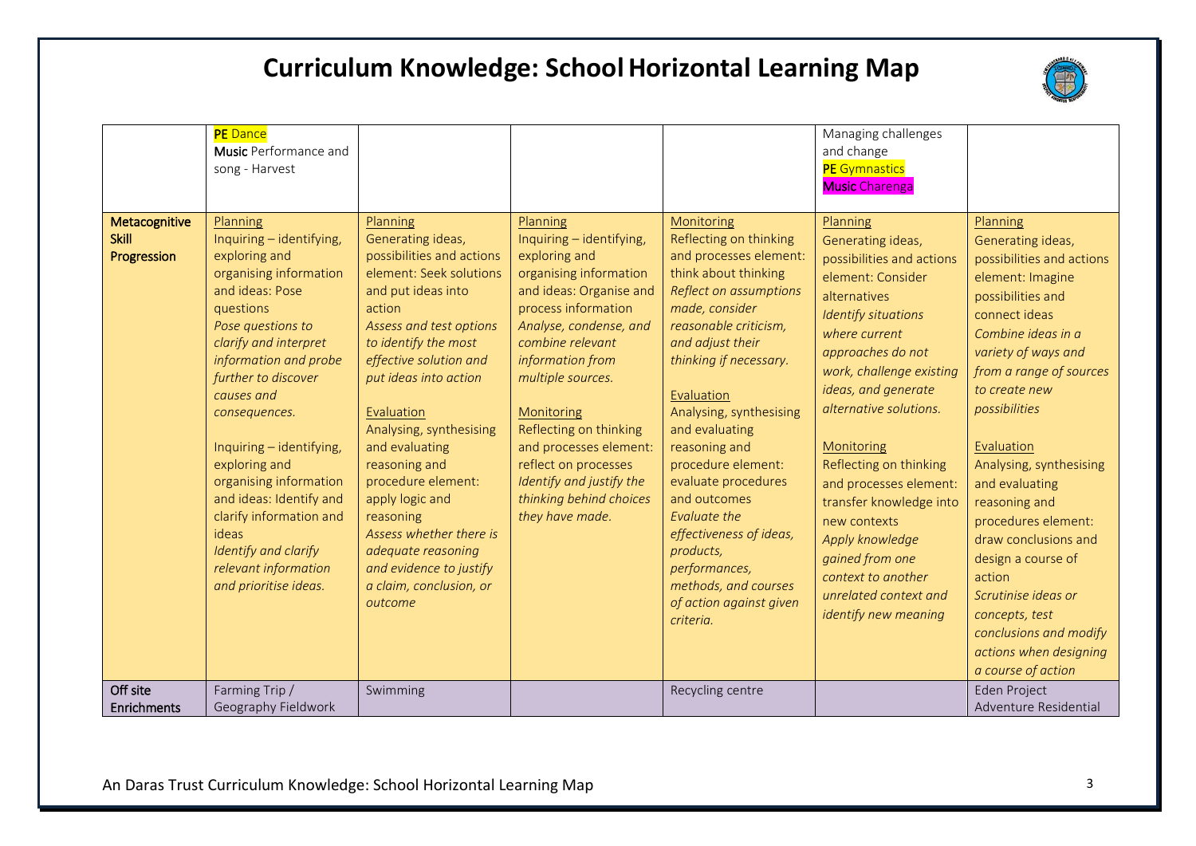# Curriculum Knowledge: School Horizontal Learning Map

| | | | | | | |
|---|---|---|---|---|---|---|
| | **PE** Dance<br>**Music** Performance and song - Harvest | | | | Managing challenges and change<br>**PE** Gymnastics<br>**Music** Charenga | |
| **Metacognitive Skill Progression** | Planning<br>Inquiring – identifying, exploring and organising information and ideas: Pose questions<br>*Pose questions to clarify and interpret information and probe further to discover causes and consequences.*<br><br>Inquiring – identifying, exploring and organising information and ideas: Identify and clarify information and ideas<br>*Identify and clarify relevant information and prioritise ideas.* | Planning<br>Generating ideas, possibilities and actions element: Seek solutions and put ideas into action<br>*Assess and test options to identify the most effective solution and put ideas into action*<br><br>Evaluation<br>Analysing, synthesising and evaluating reasoning and procedure element: apply logic and reasoning<br>*Assess whether there is adequate reasoning and evidence to justify a claim, conclusion, or outcome* | Planning<br>Inquiring – identifying, exploring and organising information and ideas: Organise and process information<br>*Analyse, condense, and combine relevant information from multiple sources.*<br><br>Monitoring<br>Reflecting on thinking and processes element: reflect on processes<br>*Identify and justify the thinking behind choices they have made.* | Monitoring<br>Reflecting on thinking and processes element: think about thinking<br>*Reflect on assumptions made, consider reasonable criticism, and adjust their thinking if necessary.*<br><br>Evaluation<br>Analysing, synthesising and evaluating reasoning and procedure element: evaluate procedures and outcomes<br>*Evaluate the effectiveness of ideas, products, performances, methods, and courses of action against given criteria.* | Planning<br>Generating ideas, possibilities and actions element: Consider alternatives<br>*Identify situations where current approaches do not work, challenge existing ideas, and generate alternative solutions.*<br><br>Monitoring<br>Reflecting on thinking and processes element: transfer knowledge into new contexts<br>*Apply knowledge gained from one context to another unrelated context and identify new meaning* | Planning<br>Generating ideas, possibilities and actions element: Imagine possibilities and connect ideas<br>*Combine ideas in a variety of ways and from a range of sources to create new possibilities*<br><br>Evaluation<br>Analysing, synthesising and evaluating reasoning and procedures element: draw conclusions and design a course of action<br>*Scrutinise ideas or concepts, test conclusions and modify actions when designing a course of action* |
| **Off site Enrichments** | Farming Trip / Geography Fieldwork | Swimming | | Recycling centre | | Eden Project Adventure Residential |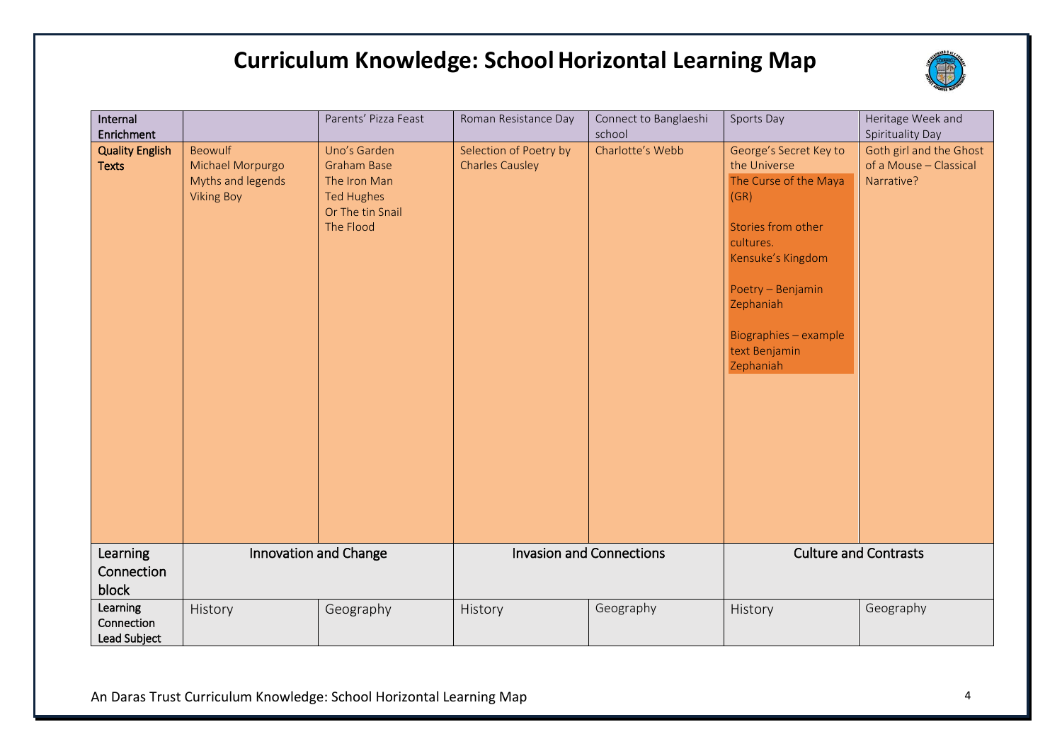# Curriculum Knowledge: School Horizontal Learning Map

| Internal Enrichment | | Parents' Pizza Feast | Roman Resistance Day | Connect to Banglaeshi school | Sports Day | Heritage Week and Spirituality Day |
|---|---|---|---|---|---|---|
| **Quality English Texts** | Beowulf<br>Michael Morpurgo<br>Myths and legends<br>Viking Boy | Uno's Garden<br>Graham Base<br>The Iron Man<br>Ted Hughes<br>Or The tin Snail<br>The Flood | Selection of Poetry by Charles Causley | Charlotte's Webb | George's Secret Key to the Universe<br>The Curse of the Maya (GR)<br><br>Stories from other cultures.<br>Kensuke's Kingdom<br><br>Poetry – Benjamin Zephaniah<br><br>Biographies – example text Benjamin Zephaniah | Goth girl and the Ghost of a Mouse – Classical Narrative? |
| Learning Connection block | Innovation and Change | | Invasion and Connections | | Culture and Contrasts | |
| Learning Connection Lead Subject | History | Geography | History | Geography | History | Geography |

An Daras Trust Curriculum Knowledge: School Horizontal Learning Map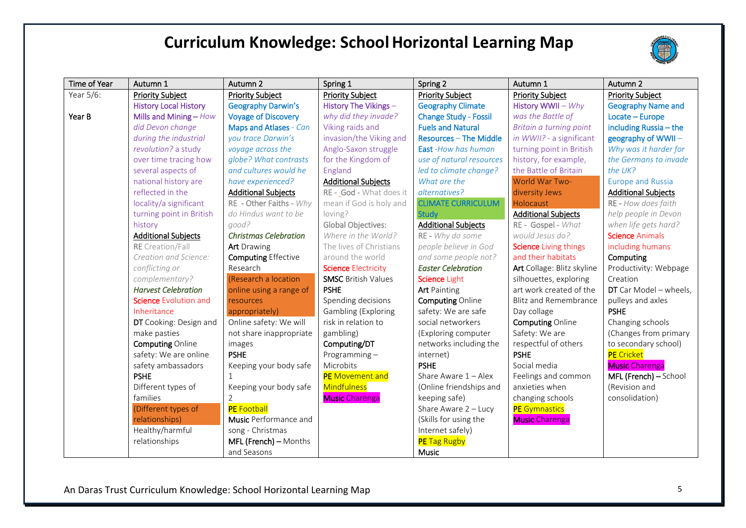# Curriculum Knowledge: School Horizontal Learning Map

| Time of Year | Autumn 1 | Autumn 2 | Spring 1 | Spring 2 | Autumn 1 | Autumn 2 |
|---|---|---|---|---|---|---|
| Year 5/6:<br><br>**Year B** | Priority Subject<br>History Local History Mills and Mining – *How did Devon change during the industrial revolution?* a study over time tracing how several aspects of national history are reflected in the locality/a significant turning point in British history<br>Additional Subjects<br>**RE** Creation/Fall *Creation and Science: conflicting or complementary?*<br>***Harvest Celebration***<br>**Science** Evolution and Inheritance<br>**DT** Cooking: Design and make pasties<br>**Computing** Online safety: We are online safety ambassadors<br>**PSHE**<br>Different types of families<br>(Different types of relationships)<br>Healthy/harmful relationships | Priority Subject<br>Geography Darwin's Voyage of Discovery Maps and Atlases - *Can you trace Darwin's voyage across the globe? What contrasts and cultures would he have experienced?*<br>Additional Subjects<br>RE - Other Faiths - *Why do Hindus want to be good?*<br>***Christmas Celebration***<br>**Art** Drawing<br>**Computing** Effective Research<br>(Research a location online using a range of resources appropriately)<br>Online safety: We will not share inappropriate images<br>**PSHE**<br>Keeping your body safe 1<br>Keeping your body safe 2<br>**PE** Football<br>**Music** Performance and song - Christmas<br>**MFL (French) –** Months and Seasons | Priority Subject<br>History The Vikings – *why did they invade?* Viking raids and invasion/the Viking and Anglo-Saxon struggle for the Kingdom of England<br>Additional Subjects<br>RE - God - What does it mean if God is holy and loving?<br>Global Objectives: *Where in the World?* The lives of Christians around the world<br>**Science** Electricity<br>**SMSC** British Values<br>**PSHE**<br>Spending decisions Gambling (Exploring risk in relation to gambling)<br>**Computing/DT**<br>Programming – Microbits<br>**PE** Movement and Mindfulness<br>**Music** Charenga | Priority Subject<br>Geography Climate Change Study - Fossil Fuels and Natural Resources – The Middle East -*How has human use of natural resources led to climate change? What are the alternatives?*<br>CLIMATE CURRICULUM Study<br>Additional Subjects<br>RE - *Why do some people believe in God and some people not?*<br>***Easter Celebration***<br>**Science** Light<br>**Art** Painting<br>**Computing** Online safety: We are safe social networkers (Exploring computer networks including the internet)<br>**PSHE**<br>Share Aware 1 – Alex (Online friendships and keeping safe)<br>Share Aware 2 – Lucy (Skills for using the Internet safely)<br>**PE** Tag Rugby<br>**Music** | Priority Subject<br>History WWII – *Why was the Battle of Britain a turning point in WWII?* - a significant turning point in British history, for example, the Battle of Britain<br>World War Two- diversity Jews Holocaust<br>Additional Subjects<br>RE - Gospel - *What would Jesus do?*<br>**Science** Living things and their habitats<br>**Art** Collage: Blitz skyline silhouettes, exploring art work created of the Blitz and Remembrance Day collage<br>**Computing** Online Safety: We are respectful of others<br>**PSHE**<br>Social media<br>Feelings and common anxieties when changing schools<br>**PE** Gymnastics<br>**Music** Charenga | Priority Subject<br>Geography Name and Locate – Europe including Russia – the geography of WWII – *Why was it harder for the Germans to invade the UK?*<br>Europe and Russia<br>Additional Subjects<br>RE - *How does faith help people in Devon when life gets hard?*<br>**Science** Animals including humans<br>**Computing**<br>Productivity: Webpage Creation<br>**DT** Car Model – wheels, pulleys and axles<br>**PSHE**<br>Changing schools (Changes from primary to secondary school)<br>**PE** Cricket<br>**Music** Charenga<br>**MFL (French) –** School (Revision and consolidation) |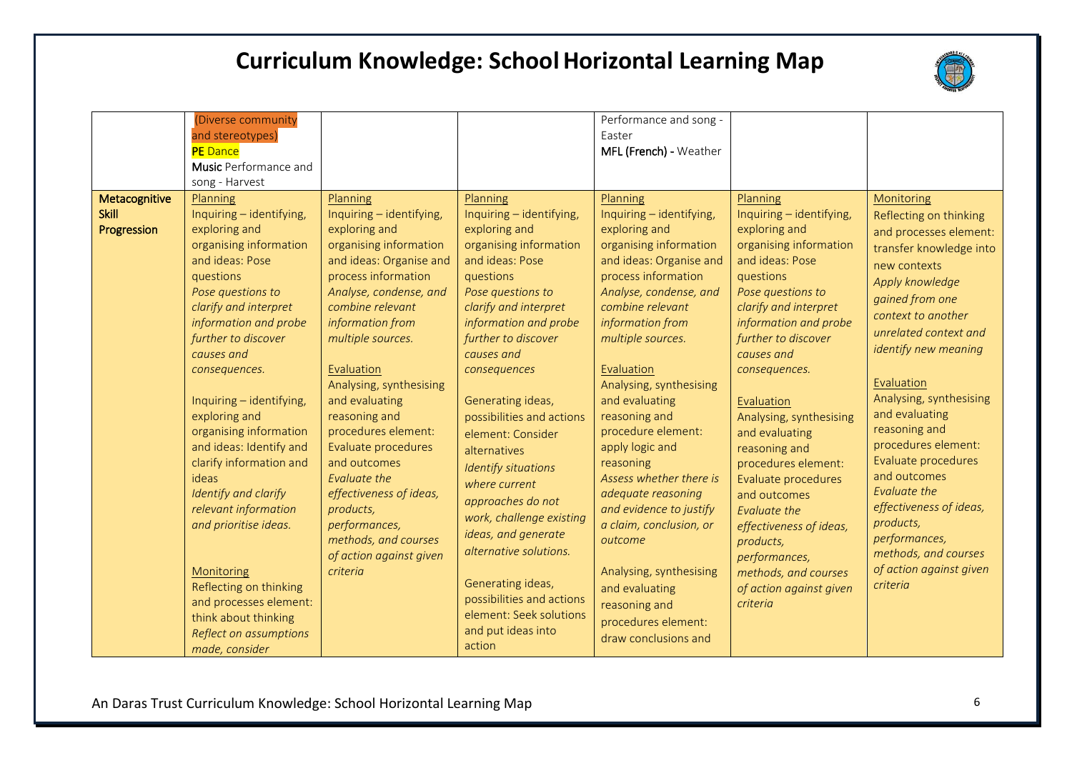# Curriculum Knowledge: School Horizontal Learning Map

| | | | | | | |
|---|---|---|---|---|---|---|
| | (Diverse community and stereotypes)<br>**PE** Dance<br>**Music** Performance and song - Harvest | | | Performance and song - Easter<br>**MFL (French) -** Weather | | |
| **Metacognitive Skill Progression** | Planning<br>Inquiring – identifying, exploring and organising information and ideas: Pose questions<br>*Pose questions to clarify and interpret information and probe further to discover causes and consequences.*<br><br>Inquiring – identifying, exploring and organising information and ideas: Identify and clarify information and ideas<br>*Identify and clarify relevant information and prioritise ideas.*<br><br>Monitoring<br>Reflecting on thinking and processes element: think about thinking<br>*Reflect on assumptions made, consider* | Planning<br>Inquiring – identifying, exploring and organising information and ideas: Organise and process information<br>*Analyse, condense, and combine relevant information from multiple sources.*<br><br>Evaluation<br>Analysing, synthesising and evaluating reasoning and procedures element: Evaluate procedures and outcomes<br>*Evaluate the effectiveness of ideas, products, performances, methods, and courses of action against given criteria* | Planning<br>Inquiring – identifying, exploring and organising information and ideas: Pose questions<br>*Pose questions to clarify and interpret information and probe further to discover causes and consequences*<br><br>Generating ideas, possibilities and actions element: Consider alternatives<br>*Identify situations where current approaches do not work, challenge existing ideas, and generate alternative solutions.*<br><br>Generating ideas, possibilities and actions element: Seek solutions and put ideas into action | Planning<br>Inquiring – identifying, exploring and organising information and ideas: Organise and process information<br>*Analyse, condense, and combine relevant information from multiple sources.*<br><br>Evaluation<br>Analysing, synthesising and evaluating reasoning and procedure element: apply logic and reasoning<br>*Assess whether there is adequate reasoning and evidence to justify a claim, conclusion, or outcome*<br><br>Analysing, synthesising and evaluating reasoning and procedures element: draw conclusions and | Planning<br>Inquiring – identifying, exploring and organising information and ideas: Pose questions<br>*Pose questions to clarify and interpret information and probe further to discover causes and consequences.*<br><br>Evaluation<br>Analysing, synthesising and evaluating reasoning and procedures element: Evaluate procedures and outcomes<br>*Evaluate the effectiveness of ideas, products, performances, methods, and courses of action against given criteria* | Monitoring<br>Reflecting on thinking and processes element: transfer knowledge into new contexts<br>*Apply knowledge gained from one context to another unrelated context and identify new meaning*<br><br>Evaluation<br>Analysing, synthesising and evaluating reasoning and procedures element: Evaluate procedures and outcomes<br>*Evaluate the effectiveness of ideas, products, performances, methods, and courses of action against given criteria* |

An Daras Trust Curriculum Knowledge: School Horizontal Learning Map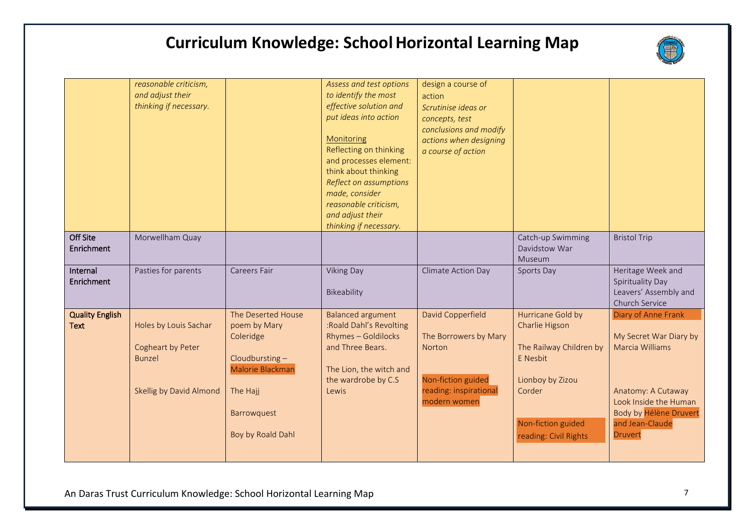# Curriculum Knowledge: School Horizontal Learning Map

| | | | | | | |
|---|---|---|---|---|---|---|
| | *reasonable criticism, and adjust their thinking if necessary.* | | *Assess and test options to identify the most effective solution and put ideas into action*<br><br>Monitoring<br>Reflecting on thinking and processes element: think about thinking<br>*Reflect on assumptions made, consider reasonable criticism, and adjust their thinking if necessary.* | design a course of action<br>*Scrutinise ideas or concepts, test conclusions and modify actions when designing a course of action* | | |
| **Off Site Enrichment** | Morwellham Quay | | | | Catch-up Swimming<br>Davidstow War Museum | Bristol Trip |
| **Internal Enrichment** | Pasties for parents | Careers Fair | Viking Day<br><br>Bikeability | Climate Action Day | Sports Day | Heritage Week and Spirituality Day<br>Leavers' Assembly and Church Service |
| **Quality English Text** | Holes by Louis Sachar<br><br>Cogheart by Peter Bunzel<br><br>Skellig by David Almond | The Deserted House poem by Mary Coleridge<br><br>Cloudbursting – Malorie Blackman<br><br>The Hajj<br><br>Barrowquest<br><br>Boy by Roald Dahl | Balanced argument :Roald Dahl's Revolting Rhymes – Goldilocks and Three Bears.<br><br>The Lion, the witch and the wardrobe by C.S Lewis | David Copperfield<br><br>The Borrowers by Mary Norton<br><br>Non-fiction guided reading: inspirational modern women | Hurricane Gold by Charlie Higson<br><br>The Railway Children by E Nesbit<br><br>Lionboy by Zizou Corder<br><br>Non-fiction guided reading: Civil Rights | Diary of Anne Frank<br><br>My Secret War Diary by Marcia Williams<br><br>Anatomy: A Cutaway Look Inside the Human Body by Hélène Druvert and Jean-Claude Druvert |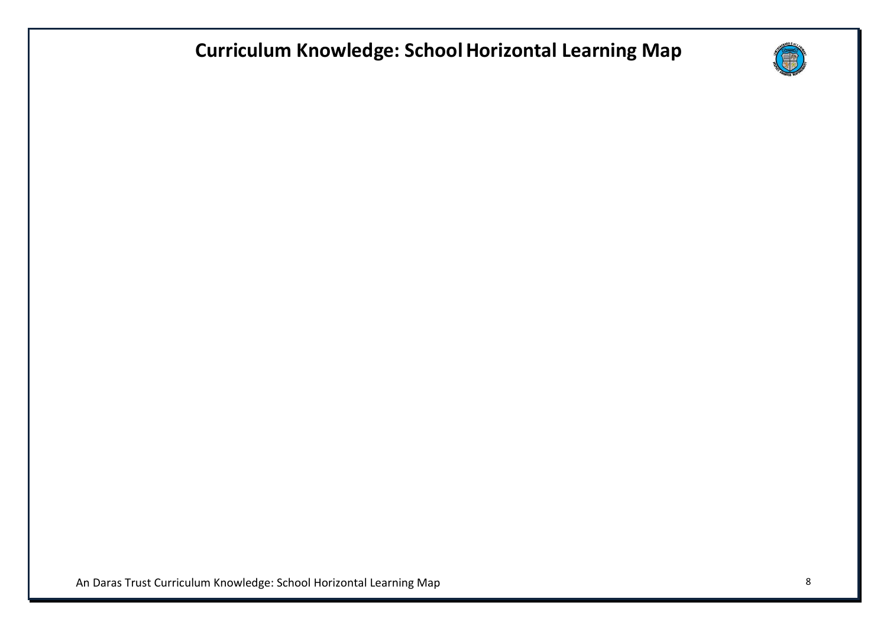# Curriculum Knowledge: School Horizontal Learning Map